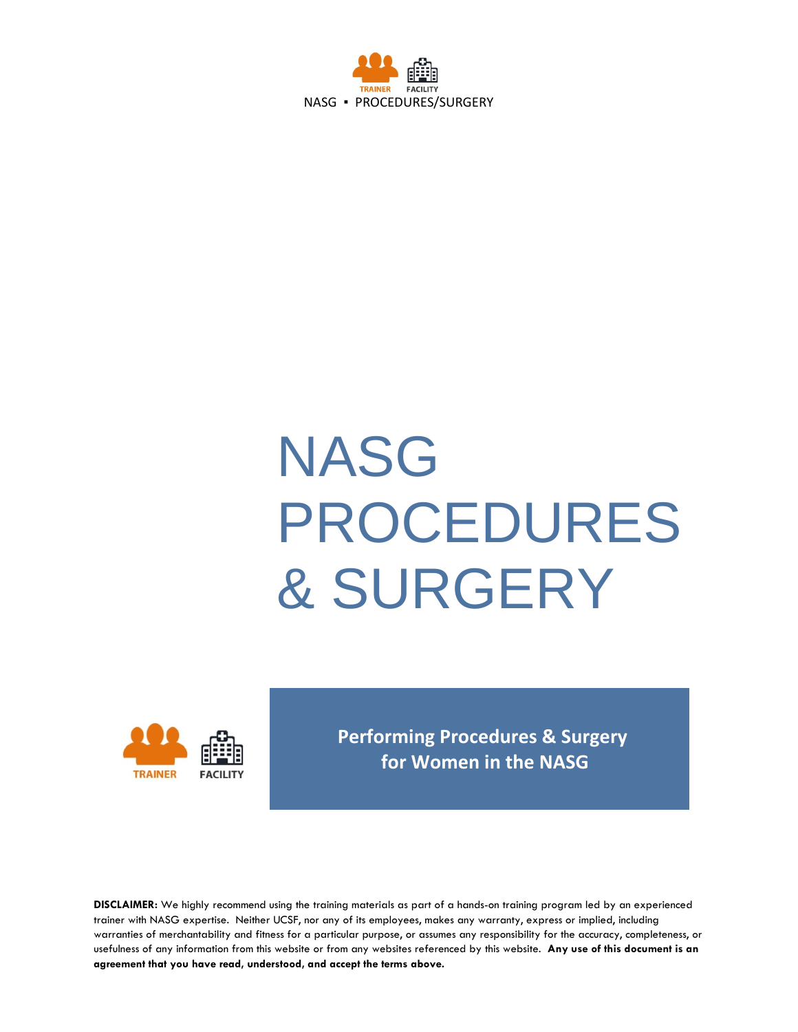# NASG PROCEDURES & SURGERY

TRAINER FACILITY

**Performing Procedures & Surgery for Women in the NASG**

**DISCLAIMER:** We highly recommend using the training materials as part of a hands-on training program led by an experienced trainer with NASG expertise. Neither UCSF, nor any of its employees, makes any warranty, express or implied, including warranties of merchantability and fitness for a particular purpose, or assumes any responsibility for the accuracy, completeness, or usefulness of any information from this website or from any websites referenced by this website. **Any use of this document is an agreement that you have read, understood, and accept the terms above.**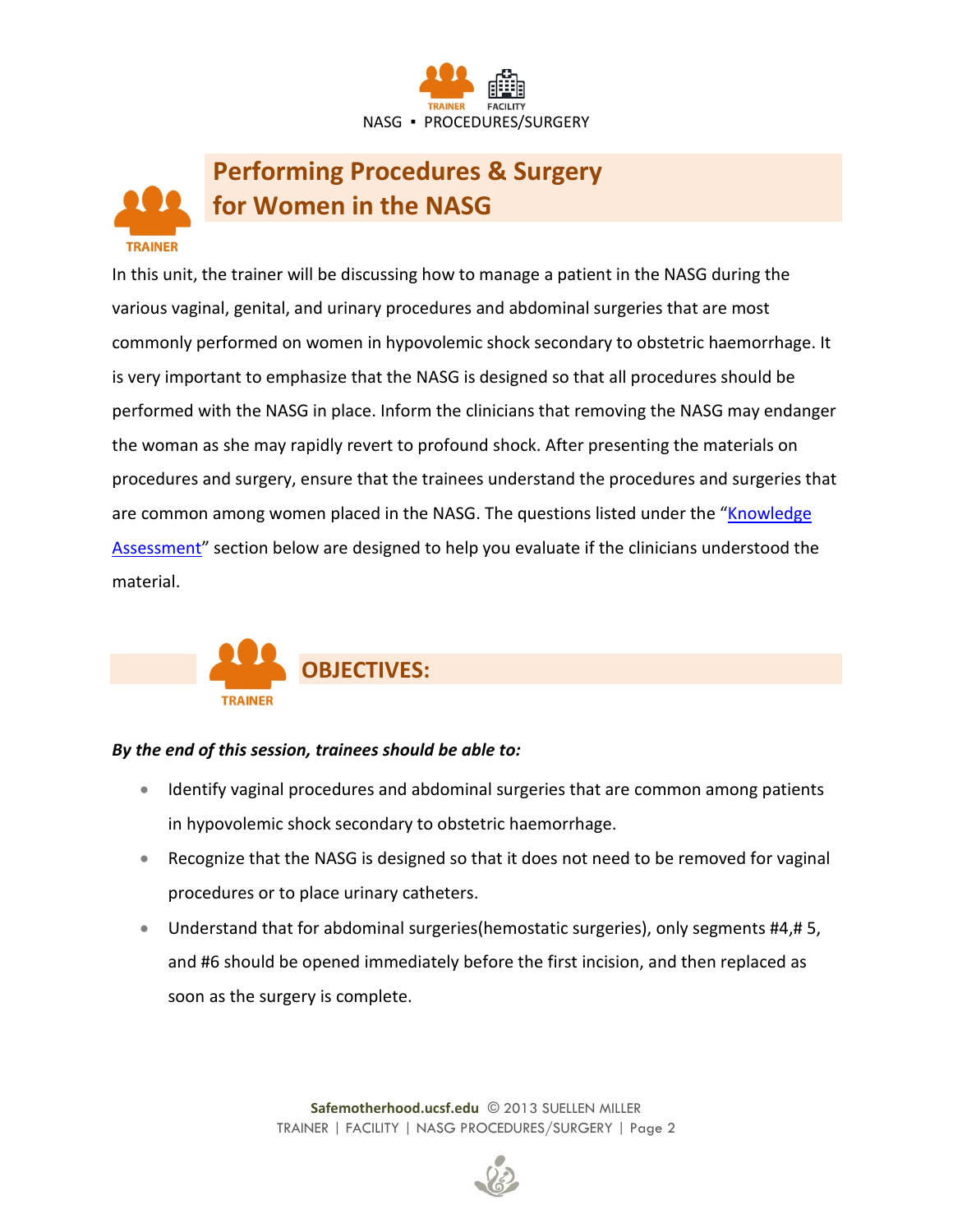# Performing Procedures & Surgery for Women in the NASG

TRAINER

In this unit, the trainer will be discussing how to manage a patient in the NASG during the various vaginal, genital, and urinary procedures and abdominal surgeries that are most commonly performed on women in hypovolemic shock secondary to obstetric haemorrhage. It is very important to emphasize that the NASG is designed so that all procedures should be performed with the NASG in place. Inform the clinicians that removing the NASG may endanger the woman as she may rapidly revert to profound shock. After presenting the materials on procedures and surgery, ensure that the trainees understand the procedures and surgeries that are common among women placed in the NASG. The questions listed under the "Knowledge Assessment" section below are designed to help you evaluate if the clinicians understood the material.

## OBJECTIVES:

TRAINER

***By the end of this session, trainees should be able to:***

- Identify vaginal procedures and abdominal surgeries that are common among patients in hypovolemic shock secondary to obstetric haemorrhage.
- Recognize that the NASG is designed so that it does not need to be removed for vaginal procedures or to place urinary catheters.
- Understand that for abdominal surgeries(hemostatic surgeries), only segments #4,# 5, and #6 should be opened immediately before the first incision, and then replaced as soon as the surgery is complete.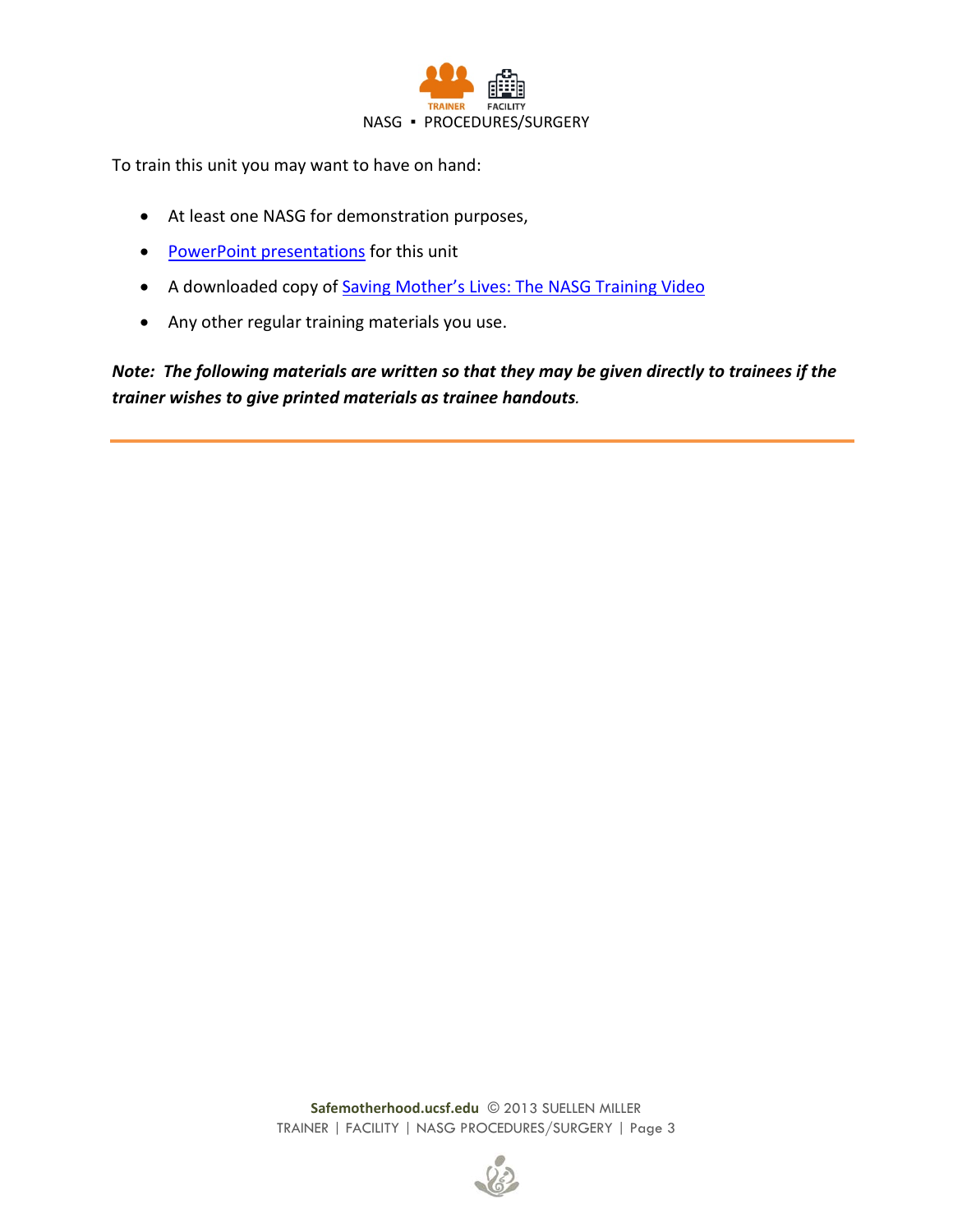To train this unit you may want to have on hand:

- At least one NASG for demonstration purposes,
- PowerPoint presentations for this unit
- A downloaded copy of Saving Mother's Lives: The NASG Training Video
- Any other regular training materials you use.

***Note: The following materials are written so that they may be given directly to trainees if the trainer wishes to give printed materials as trainee handouts.***

---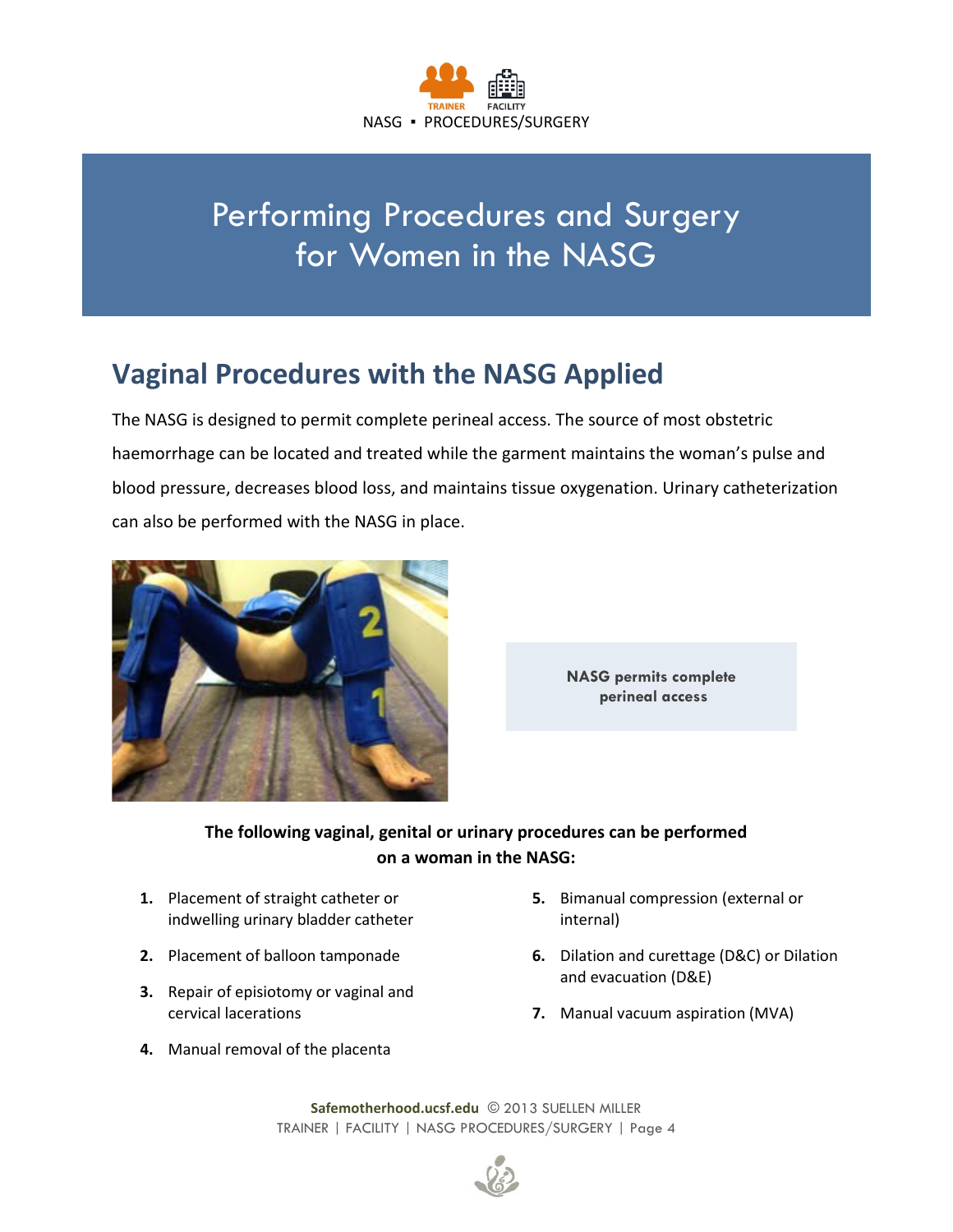# Performing Procedures and Surgery for Women in the NASG

## Vaginal Procedures with the NASG Applied

The NASG is designed to permit complete perineal access. The source of most obstetric haemorrhage can be located and treated while the garment maintains the woman's pulse and blood pressure, decreases blood loss, and maintains tissue oxygenation. Urinary catheterization can also be performed with the NASG in place.

**NASG permits complete perineal access**

**The following vaginal, genital or urinary procedures can be performed on a woman in the NASG:**

1. Placement of straight catheter or indwelling urinary bladder catheter
2. Placement of balloon tamponade
3. Repair of episiotomy or vaginal and cervical lacerations
4. Manual removal of the placenta
5. Bimanual compression (external or internal)
6. Dilation and curettage (D&C) or Dilation and evacuation (D&E)
7. Manual vacuum aspiration (MVA)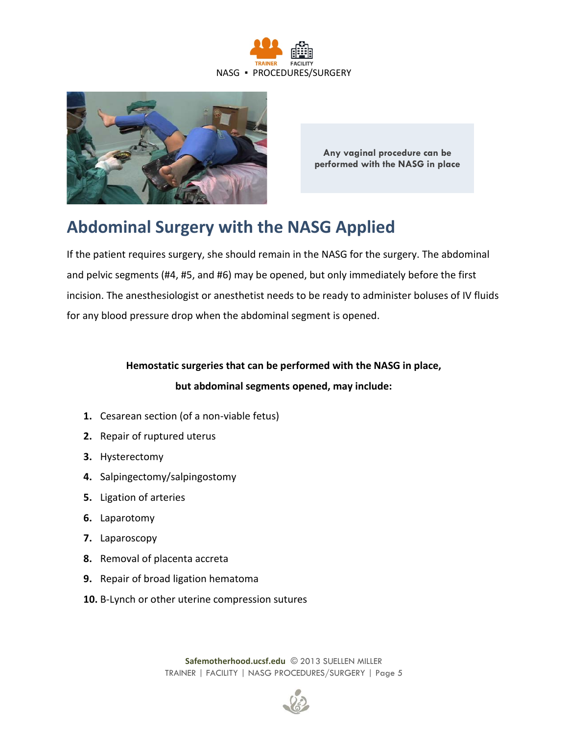Any vaginal procedure can be performed with the NASG in place

## Abdominal Surgery with the NASG Applied

If the patient requires surgery, she should remain in the NASG for the surgery. The abdominal and pelvic segments (#4, #5, and #6) may be opened, but only immediately before the first incision. The anesthesiologist or anesthetist needs to be ready to administer boluses of IV fluids for any blood pressure drop when the abdominal segment is opened.

**Hemostatic surgeries that can be performed with the NASG in place, but abdominal segments opened, may include:**

1. Cesarean section (of a non-viable fetus)
2. Repair of ruptured uterus
3. Hysterectomy
4. Salpingectomy/salpingostomy
5. Ligation of arteries
6. Laparotomy
7. Laparoscopy
8. Removal of placenta accreta
9. Repair of broad ligation hematoma
10. B-Lynch or other uterine compression sutures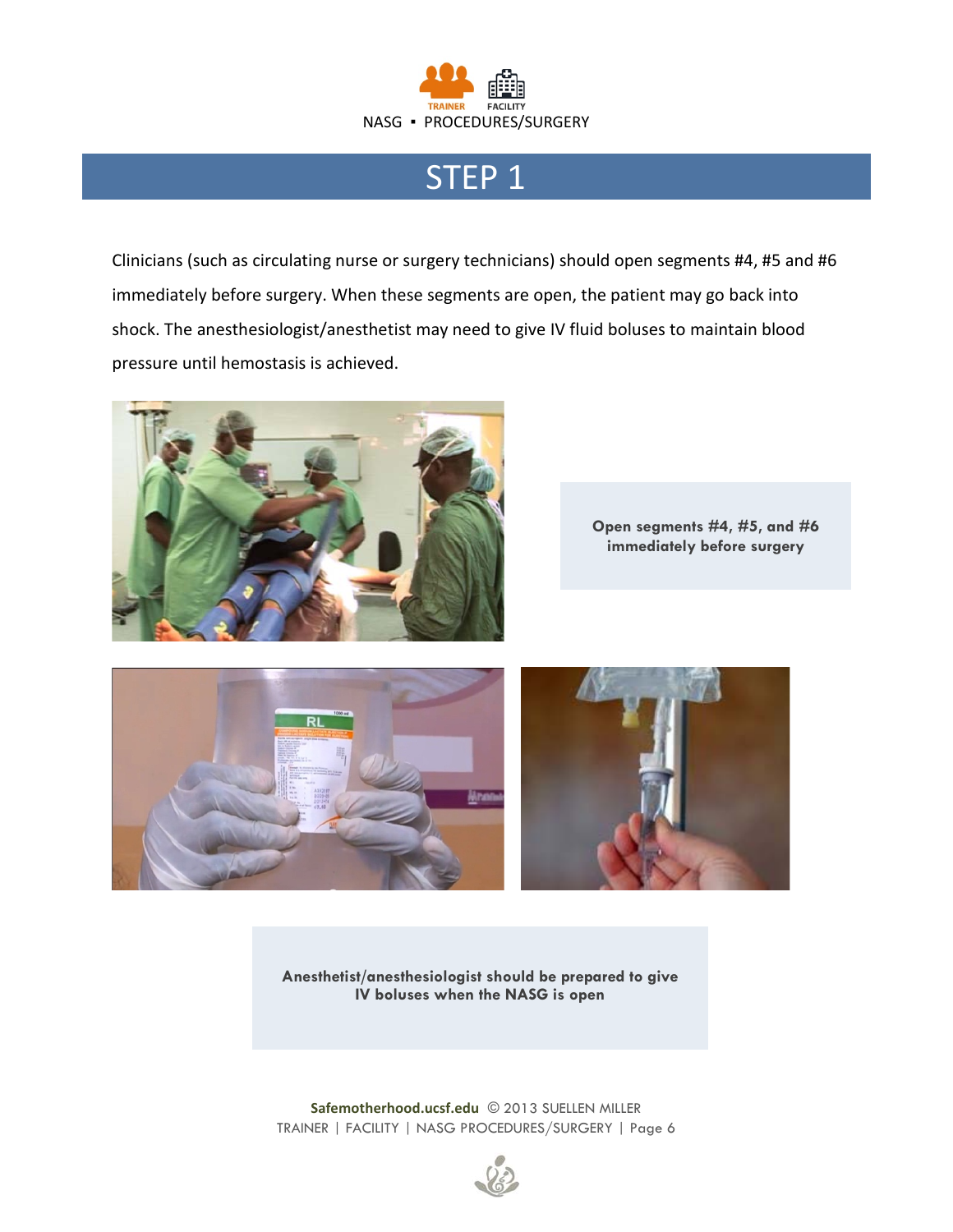# STEP 1

Clinicians (such as circulating nurse or surgery technicians) should open segments #4, #5 and #6 immediately before surgery. When these segments are open, the patient may go back into shock. The anesthesiologist/anesthetist may need to give IV fluid boluses to maintain blood pressure until hemostasis is achieved.

**Open segments #4, #5, and #6 immediately before surgery**

**Anesthetist/anesthesiologist should be prepared to give IV boluses when the NASG is open**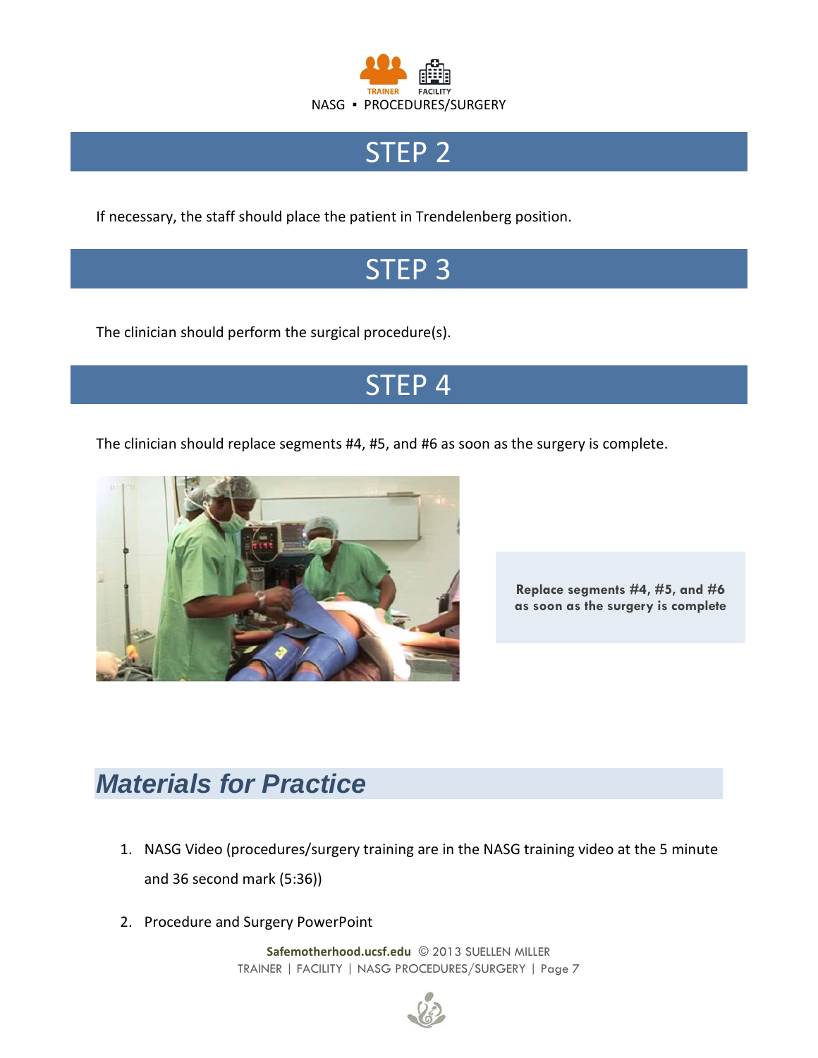## STEP 2

If necessary, the staff should place the patient in Trendelenberg position.

## STEP 3

The clinician should perform the surgical procedure(s).

## STEP 4

The clinician should replace segments #4, #5, and #6 as soon as the surgery is complete.

**Replace segments #4, #5, and #6 as soon as the surgery is complete**

## *Materials for Practice*

1. NASG Video (procedures/surgery training are in the NASG training video at the 5 minute and 36 second mark (5:36))
2. Procedure and Surgery PowerPoint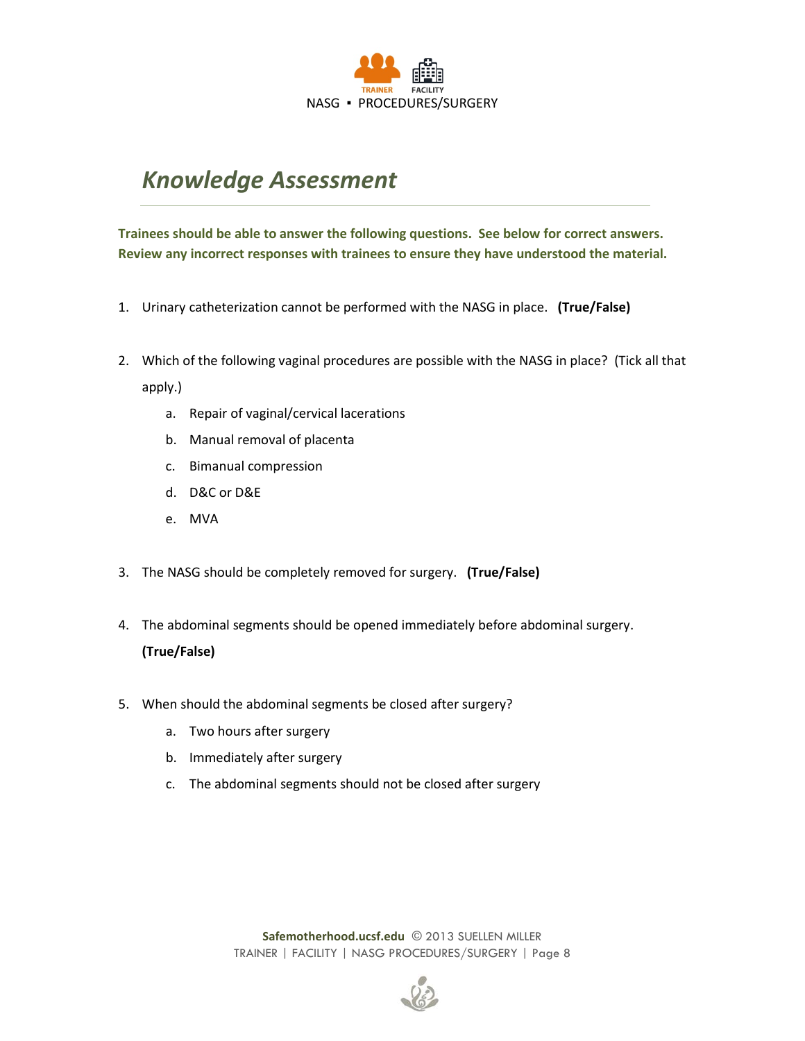## *Knowledge Assessment*

**Trainees should be able to answer the following questions. See below for correct answers. Review any incorrect responses with trainees to ensure they have understood the material.**

1. Urinary catheterization cannot be performed with the NASG in place. **(True/False)**

2. Which of the following vaginal procedures are possible with the NASG in place? (Tick all that apply.)
   a. Repair of vaginal/cervical lacerations
   b. Manual removal of placenta
   c. Bimanual compression
   d. D&C or D&E
   e. MVA

3. The NASG should be completely removed for surgery. **(True/False)**

4. The abdominal segments should be opened immediately before abdominal surgery. **(True/False)**

5. When should the abdominal segments be closed after surgery?
   a. Two hours after surgery
   b. Immediately after surgery
   c. The abdominal segments should not be closed after surgery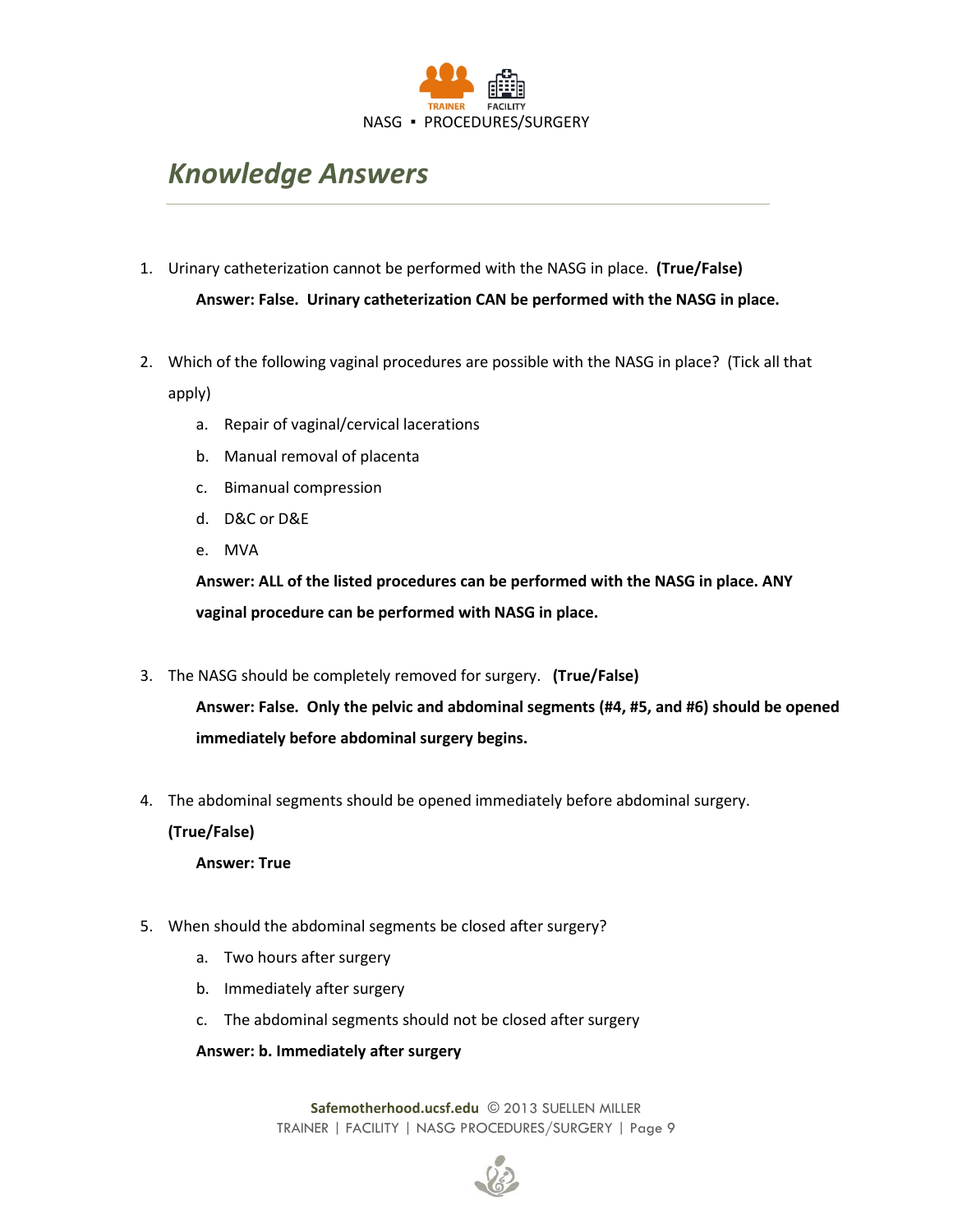# Knowledge Answers

1. Urinary catheterization cannot be performed with the NASG in place. **(True/False)**

   **Answer: False. Urinary catheterization CAN be performed with the NASG in place.**

2. Which of the following vaginal procedures are possible with the NASG in place? (Tick all that apply)

   a. Repair of vaginal/cervical lacerations

   b. Manual removal of placenta

   c. Bimanual compression

   d. D&C or D&E

   e. MVA

   **Answer: ALL of the listed procedures can be performed with the NASG in place. ANY vaginal procedure can be performed with NASG in place.**

3. The NASG should be completely removed for surgery. **(True/False)**

   **Answer: False. Only the pelvic and abdominal segments (#4, #5, and #6) should be opened immediately before abdominal surgery begins.**

4. The abdominal segments should be opened immediately before abdominal surgery. **(True/False)**

   **Answer: True**

5. When should the abdominal segments be closed after surgery?

   a. Two hours after surgery

   b. Immediately after surgery

   c. The abdominal segments should not be closed after surgery

   **Answer: b. Immediately after surgery**